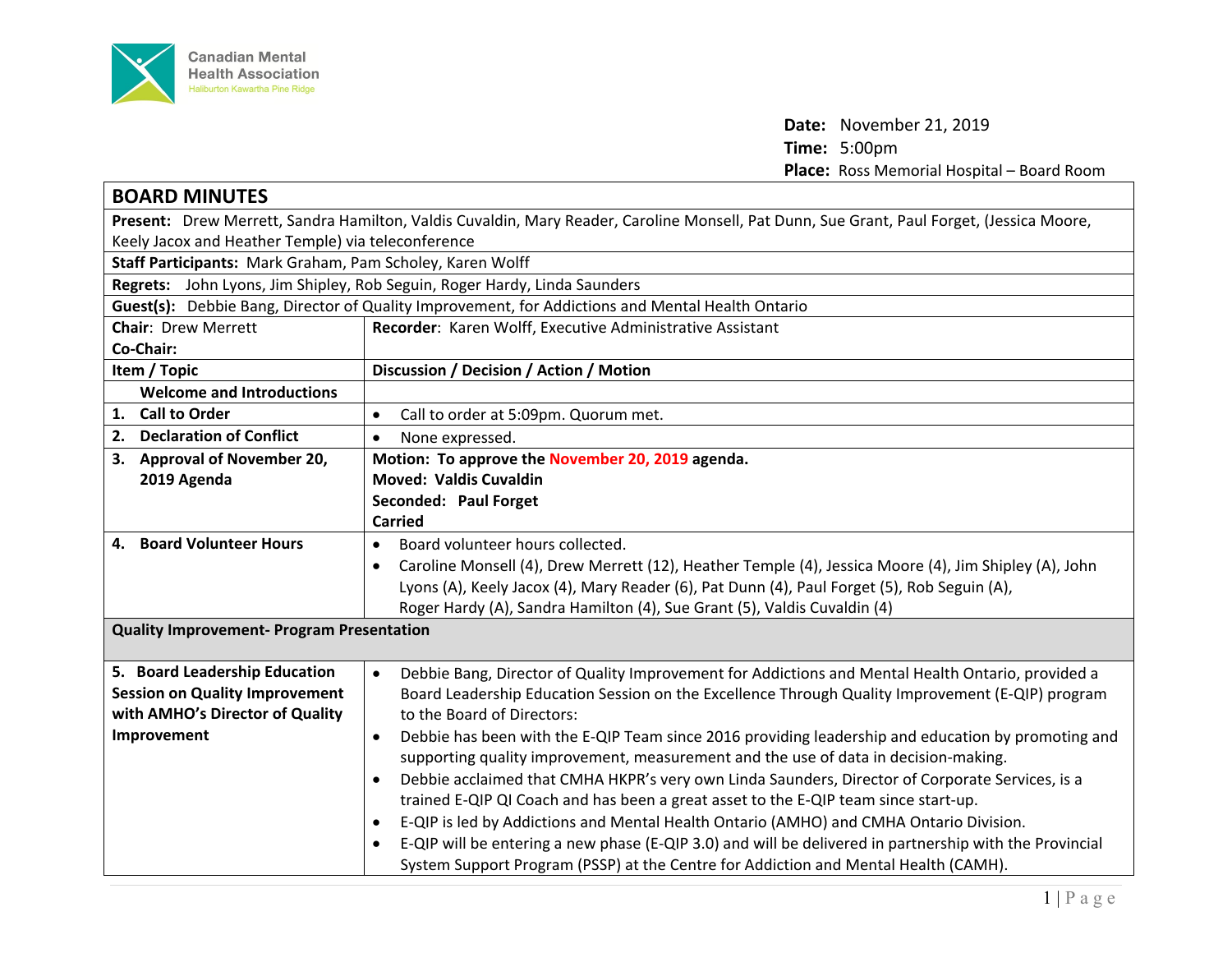Canadian Mental Health Association
Haliburton Kawartha Pine Ridge

**Date:** November 21, 2019
**Time:** 5:00pm
**Place:** Ross Memorial Hospital – Board Room

# BOARD MINUTES

**Present:** Drew Merrett, Sandra Hamilton, Valdis Cuvaldin, Mary Reader, Caroline Monsell, Pat Dunn, Sue Grant, Paul Forget, (Jessica Moore, Keely Jacox and Heather Temple) via teleconference

**Staff Participants:** Mark Graham, Pam Scholey, Karen Wolff

**Regrets:** John Lyons, Jim Shipley, Rob Seguin, Roger Hardy, Linda Saunders

**Guest(s):** Debbie Bang, Director of Quality Improvement, for Addictions and Mental Health Ontario

| **Chair**: Drew Merrett<br>**Co-Chair:** | **Recorder**: Karen Wolff, Executive Administrative Assistant |
|---|---|
| **Item / Topic** | **Discussion / Decision / Action / Motion** |
| **Welcome and Introductions** | |
| **1. Call to Order** | • Call to order at 5:09pm. Quorum met. |
| **2. Declaration of Conflict** | • None expressed. |
| **3. Approval of November 20, 2019 Agenda** | **Motion: To approve the November 20, 2019 agenda.**<br>**Moved: Valdis Cuvaldin**<br>**Seconded: Paul Forget**<br>**Carried** |
| **4. Board Volunteer Hours** | • Board volunteer hours collected.<br>• Caroline Monsell (4), Drew Merrett (12), Heather Temple (4), Jessica Moore (4), Jim Shipley (A), John Lyons (A), Keely Jacox (4), Mary Reader (6), Pat Dunn (4), Paul Forget (5), Rob Seguin (A), Roger Hardy (A), Sandra Hamilton (4), Sue Grant (5), Valdis Cuvaldin (4) |
| **Quality Improvement- Program Presentation** | |
| **5. Board Leadership Education Session on Quality Improvement with AMHO's Director of Quality Improvement** | • Debbie Bang, Director of Quality Improvement for Addictions and Mental Health Ontario, provided a Board Leadership Education Session on the Excellence Through Quality Improvement (E-QIP) program to the Board of Directors:<br>• Debbie has been with the E-QIP Team since 2016 providing leadership and education by promoting and supporting quality improvement, measurement and the use of data in decision-making.<br>• Debbie acclaimed that CMHA HKPR's very own Linda Saunders, Director of Corporate Services, is a trained E-QIP QI Coach and has been a great asset to the E-QIP team since start-up.<br>• E-QIP is led by Addictions and Mental Health Ontario (AMHO) and CMHA Ontario Division.<br>• E-QIP will be entering a new phase (E-QIP 3.0) and will be delivered in partnership with the Provincial System Support Program (PSSP) at the Centre for Addiction and Mental Health (CAMH). |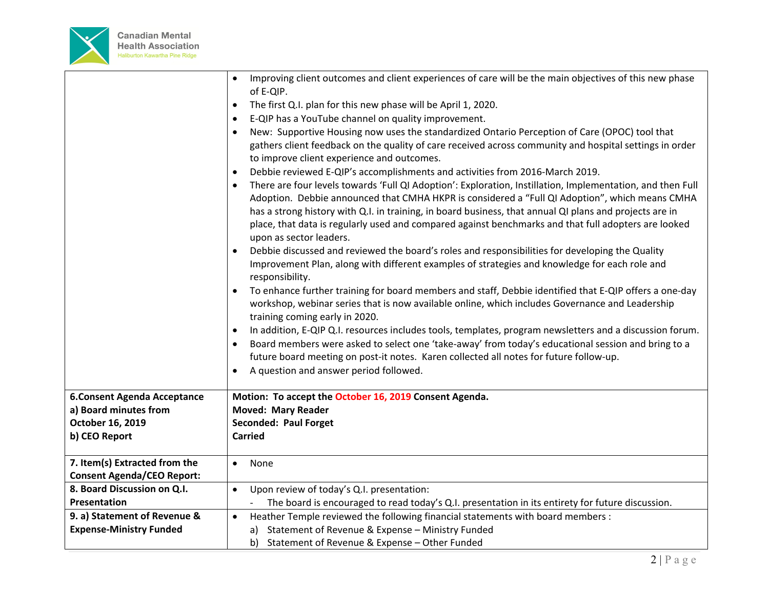| | |
|---|---|
| | • Improving client outcomes and client experiences of care will be the main objectives of this new phase of E-QIP.<br>• The first Q.I. plan for this new phase will be April 1, 2020.<br>• E-QIP has a YouTube channel on quality improvement.<br>• New: Supportive Housing now uses the standardized Ontario Perception of Care (OPOC) tool that gathers client feedback on the quality of care received across community and hospital settings in order to improve client experience and outcomes.<br>• Debbie reviewed E-QIP's accomplishments and activities from 2016-March 2019.<br>• There are four levels towards 'Full QI Adoption': Exploration, Instillation, Implementation, and then Full Adoption. Debbie announced that CMHA HKPR is considered a "Full QI Adoption", which means CMHA has a strong history with Q.I. in training, in board business, that annual QI plans and projects are in place, that data is regularly used and compared against benchmarks and that full adopters are looked upon as sector leaders.<br>• Debbie discussed and reviewed the board's roles and responsibilities for developing the Quality Improvement Plan, along with different examples of strategies and knowledge for each role and responsibility.<br>• To enhance further training for board members and staff, Debbie identified that E-QIP offers a one-day workshop, webinar series that is now available online, which includes Governance and Leadership training coming early in 2020.<br>• In addition, E-QIP Q.I. resources includes tools, templates, program newsletters and a discussion forum.<br>• Board members were asked to select one 'take-away' from today's educational session and bring to a future board meeting on post-it notes. Karen collected all notes for future follow-up.<br>• A question and answer period followed. |
| **6.Consent Agenda Acceptance**<br>**a) Board minutes from October 16, 2019**<br>**b) CEO Report** | **Motion: To accept the October 16, 2019 Consent Agenda.**<br>**Moved: Mary Reader**<br>**Seconded: Paul Forget**<br>**Carried** |
| **7. Item(s) Extracted from the Consent Agenda/CEO Report:** | • None |
| **8. Board Discussion on Q.I. Presentation** | • Upon review of today's Q.I. presentation:<br>- The board is encouraged to read today's Q.I. presentation in its entirety for future discussion. |
| **9. a) Statement of Revenue & Expense-Ministry Funded** | • Heather Temple reviewed the following financial statements with board members :<br>a) Statement of Revenue & Expense – Ministry Funded<br>b) Statement of Revenue & Expense – Other Funded |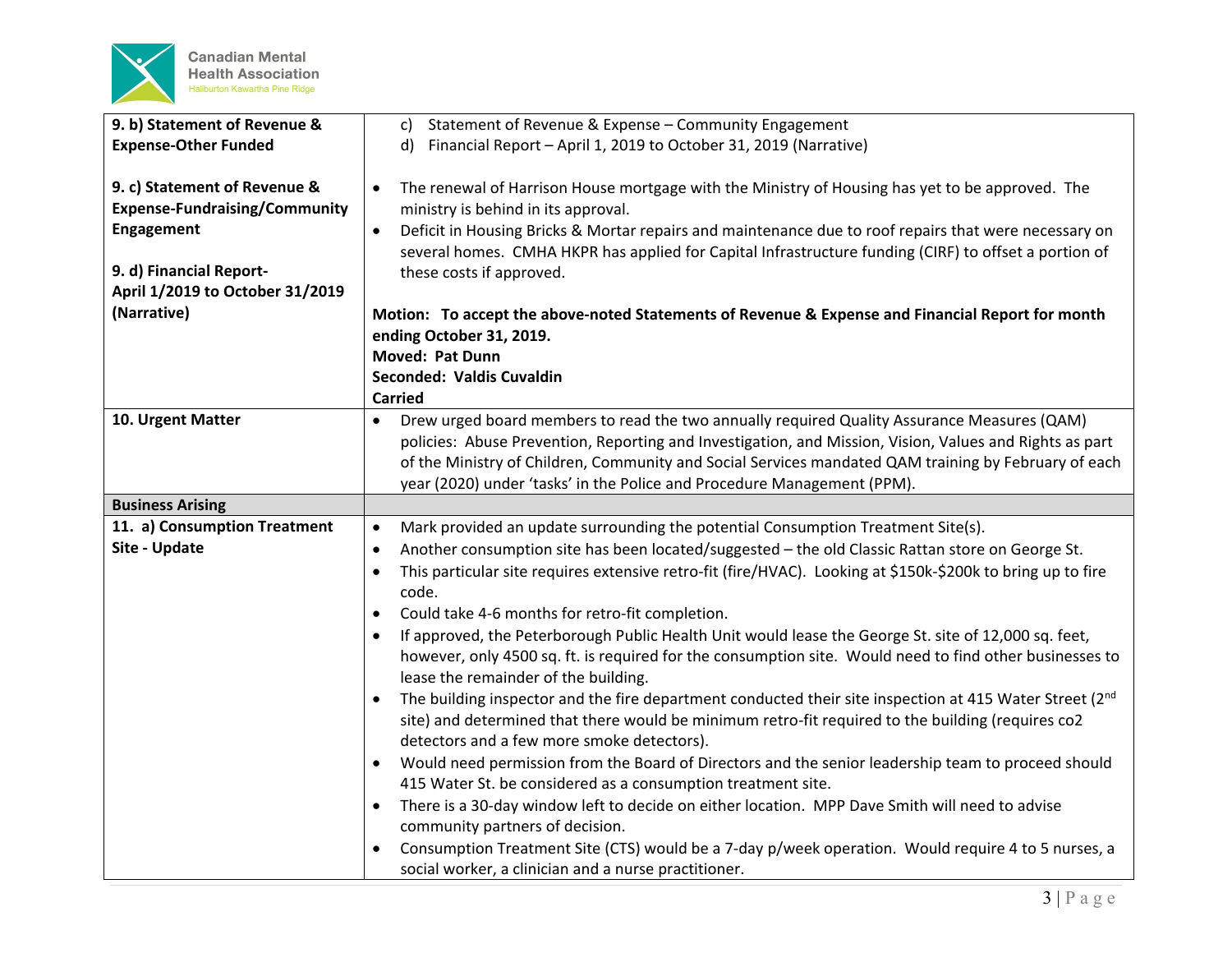| | |
|---|---|
| **9. b) Statement of Revenue & Expense-Other Funded**<br><br>**9. c) Statement of Revenue & Expense-Fundraising/Community Engagement**<br><br>**9. d) Financial Report- April 1/2019 to October 31/2019 (Narrative)** | c) Statement of Revenue & Expense – Community Engagement<br>d) Financial Report – April 1, 2019 to October 31, 2019 (Narrative)<br><br>• The renewal of Harrison House mortgage with the Ministry of Housing has yet to be approved. The ministry is behind in its approval.<br>• Deficit in Housing Bricks & Mortar repairs and maintenance due to roof repairs that were necessary on several homes. CMHA HKPR has applied for Capital Infrastructure funding (CIRF) to offset a portion of these costs if approved.<br><br>**Motion: To accept the above-noted Statements of Revenue & Expense and Financial Report for month ending October 31, 2019.**<br>**Moved: Pat Dunn**<br>**Seconded: Valdis Cuvaldin**<br>**Carried** |
| **10. Urgent Matter** | • Drew urged board members to read the two annually required Quality Assurance Measures (QAM) policies: Abuse Prevention, Reporting and Investigation, and Mission, Vision, Values and Rights as part of the Ministry of Children, Community and Social Services mandated QAM training by February of each year (2020) under 'tasks' in the Police and Procedure Management (PPM). |
| **Business Arising** | |
| **11. a) Consumption Treatment Site - Update** | • Mark provided an update surrounding the potential Consumption Treatment Site(s).<br>• Another consumption site has been located/suggested – the old Classic Rattan store on George St.<br>• This particular site requires extensive retro-fit (fire/HVAC). Looking at $150k-$200k to bring up to fire code.<br>• Could take 4-6 months for retro-fit completion.<br>• If approved, the Peterborough Public Health Unit would lease the George St. site of 12,000 sq. feet, however, only 4500 sq. ft. is required for the consumption site. Would need to find other businesses to lease the remainder of the building.<br>• The building inspector and the fire department conducted their site inspection at 415 Water Street (2nd site) and determined that there would be minimum retro-fit required to the building (requires co2 detectors and a few more smoke detectors).<br>• Would need permission from the Board of Directors and the senior leadership team to proceed should 415 Water St. be considered as a consumption treatment site.<br>• There is a 30-day window left to decide on either location. MPP Dave Smith will need to advise community partners of decision.<br>• Consumption Treatment Site (CTS) would be a 7-day p/week operation. Would require 4 to 5 nurses, a social worker, a clinician and a nurse practitioner. |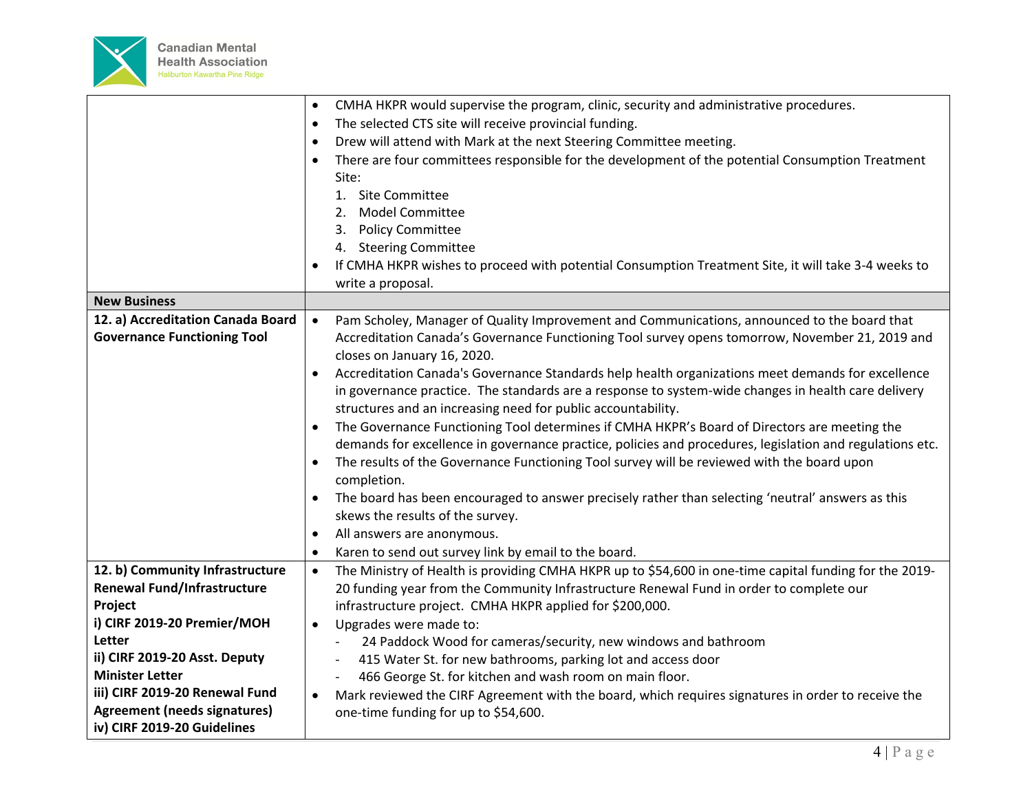| | |
|---|---|
| | • CMHA HKPR would supervise the program, clinic, security and administrative procedures.<br>• The selected CTS site will receive provincial funding.<br>• Drew will attend with Mark at the next Steering Committee meeting.<br>• There are four committees responsible for the development of the potential Consumption Treatment Site:<br>1. Site Committee<br>2. Model Committee<br>3. Policy Committee<br>4. Steering Committee<br>• If CMHA HKPR wishes to proceed with potential Consumption Treatment Site, it will take 3-4 weeks to write a proposal. |
| **New Business** | |
| **12. a) Accreditation Canada Board Governance Functioning Tool** | • Pam Scholey, Manager of Quality Improvement and Communications, announced to the board that Accreditation Canada's Governance Functioning Tool survey opens tomorrow, November 21, 2019 and closes on January 16, 2020.<br>• Accreditation Canada's Governance Standards help health organizations meet demands for excellence in governance practice. The standards are a response to system-wide changes in health care delivery structures and an increasing need for public accountability.<br>• The Governance Functioning Tool determines if CMHA HKPR's Board of Directors are meeting the demands for excellence in governance practice, policies and procedures, legislation and regulations etc.<br>• The results of the Governance Functioning Tool survey will be reviewed with the board upon completion.<br>• The board has been encouraged to answer precisely rather than selecting 'neutral' answers as this skews the results of the survey.<br>• All answers are anonymous.<br>• Karen to send out survey link by email to the board. |
| **12. b) Community Infrastructure Renewal Fund/Infrastructure Project**<br>**i) CIRF 2019-20 Premier/MOH Letter**<br>**ii) CIRF 2019-20 Asst. Deputy Minister Letter**<br>**iii) CIRF 2019-20 Renewal Fund Agreement (needs signatures)**<br>**iv) CIRF 2019-20 Guidelines** | • The Ministry of Health is providing CMHA HKPR up to $54,600 in one-time capital funding for the 2019-20 funding year from the Community Infrastructure Renewal Fund in order to complete our infrastructure project. CMHA HKPR applied for $200,000.<br>• Upgrades were made to:<br>- 24 Paddock Wood for cameras/security, new windows and bathroom<br>- 415 Water St. for new bathrooms, parking lot and access door<br>- 466 George St. for kitchen and wash room on main floor.<br>• Mark reviewed the CIRF Agreement with the board, which requires signatures in order to receive the one-time funding for up to $54,600. |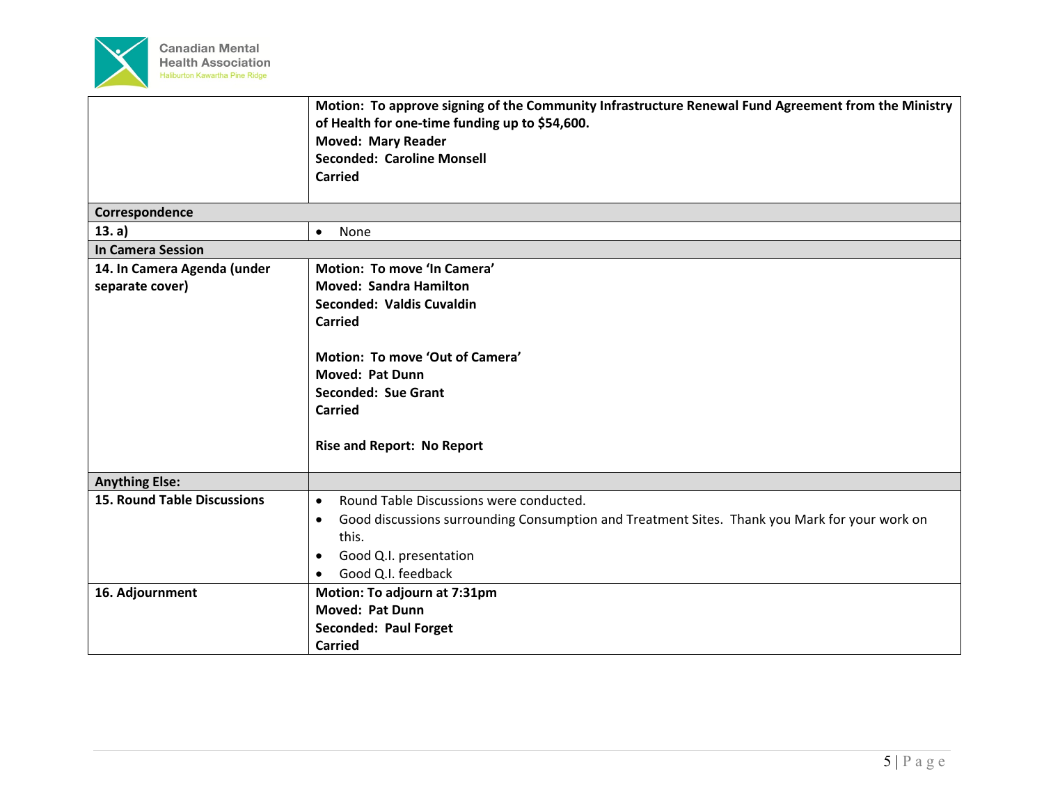| | |
|---|---|
| | **Motion: To approve signing of the Community Infrastructure Renewal Fund Agreement from the Ministry of Health for one-time funding up to $54,600.**<br>**Moved: Mary Reader**<br>**Seconded: Caroline Monsell**<br>**Carried** |
| **Correspondence** | |
| **13. a)** | • None |
| **In Camera Session** | |
| **14. In Camera Agenda (under separate cover)** | **Motion: To move 'In Camera'**<br>**Moved: Sandra Hamilton**<br>**Seconded: Valdis Cuvaldin**<br>**Carried**<br><br>**Motion: To move 'Out of Camera'**<br>**Moved: Pat Dunn**<br>**Seconded: Sue Grant**<br>**Carried**<br><br>**Rise and Report: No Report** |
| **Anything Else:** | |
| **15. Round Table Discussions** | • Round Table Discussions were conducted.<br>• Good discussions surrounding Consumption and Treatment Sites. Thank you Mark for your work on this.<br>• Good Q.I. presentation<br>• Good Q.I. feedback |
| **16. Adjournment** | **Motion: To adjourn at 7:31pm**<br>**Moved: Pat Dunn**<br>**Seconded: Paul Forget**<br>**Carried** |